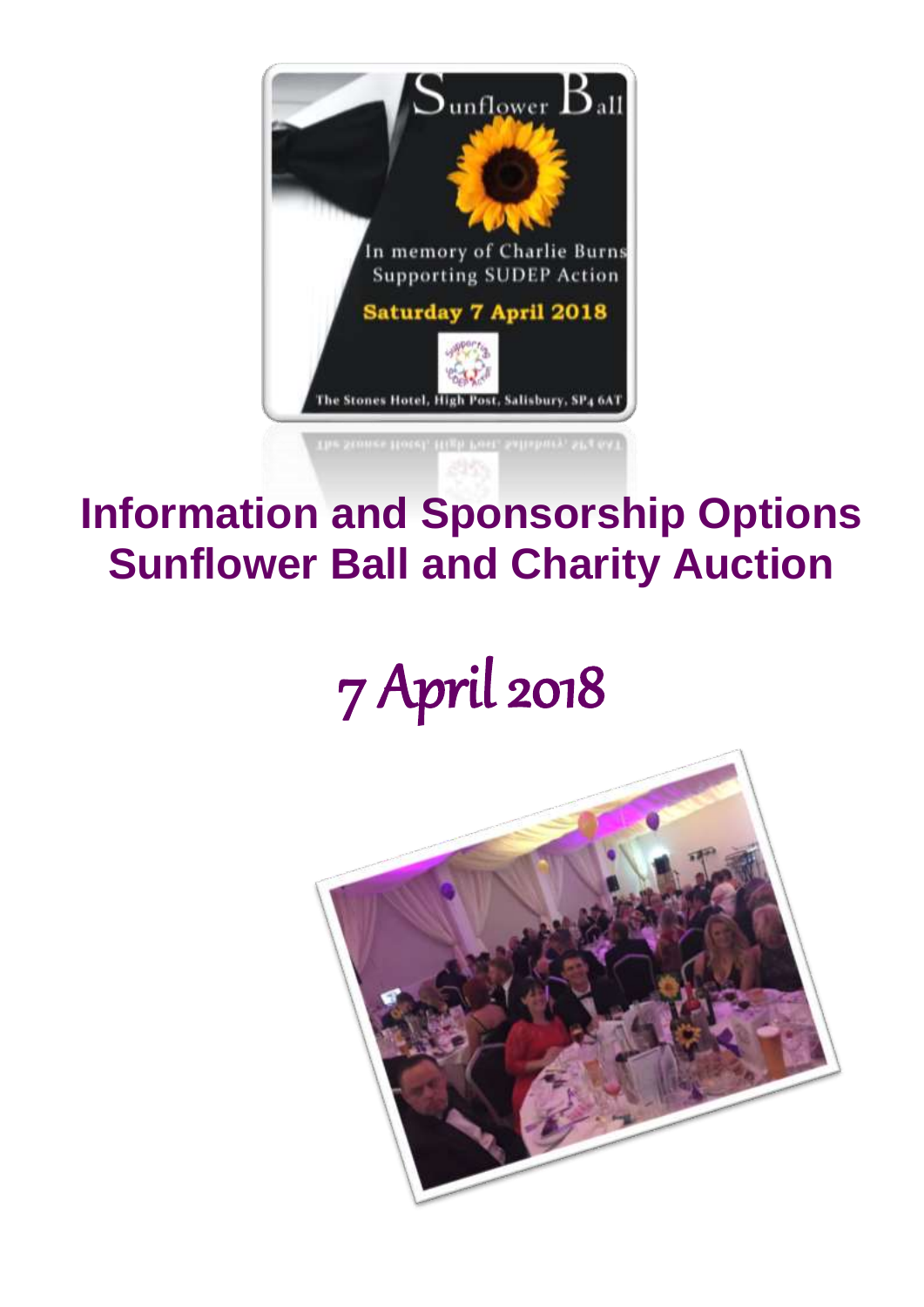# Information and Sponsorship Options
# Sunflower Ball and Charity Auction

## 7 April 2018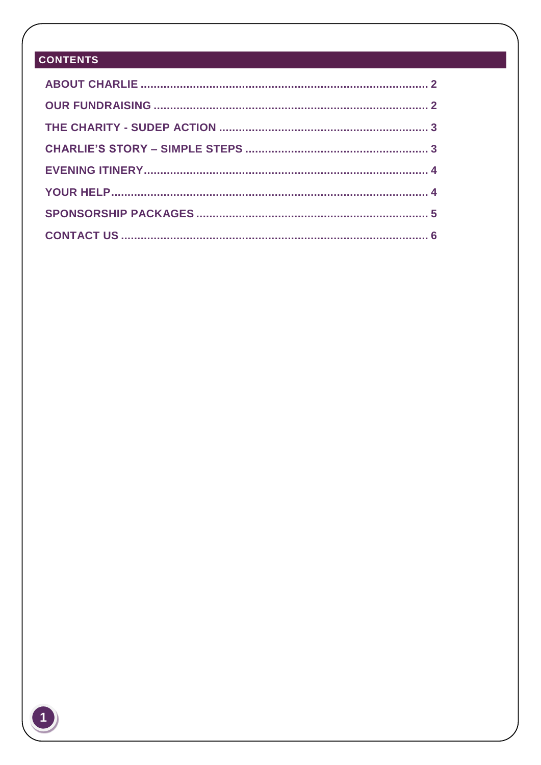## CONTENTS

ABOUT CHARLIE ........................................................................................ 2

OUR FUNDRAISING .................................................................................... 2

THE CHARITY - SUDEP ACTION ............................................................... 3

CHARLIE'S STORY – SIMPLE STEPS ....................................................... 3

EVENING ITINERY...................................................................................... 4

YOUR HELP................................................................................................ 4

SPONSORSHIP PACKAGES ...................................................................... 5

CONTACT US ............................................................................................. 6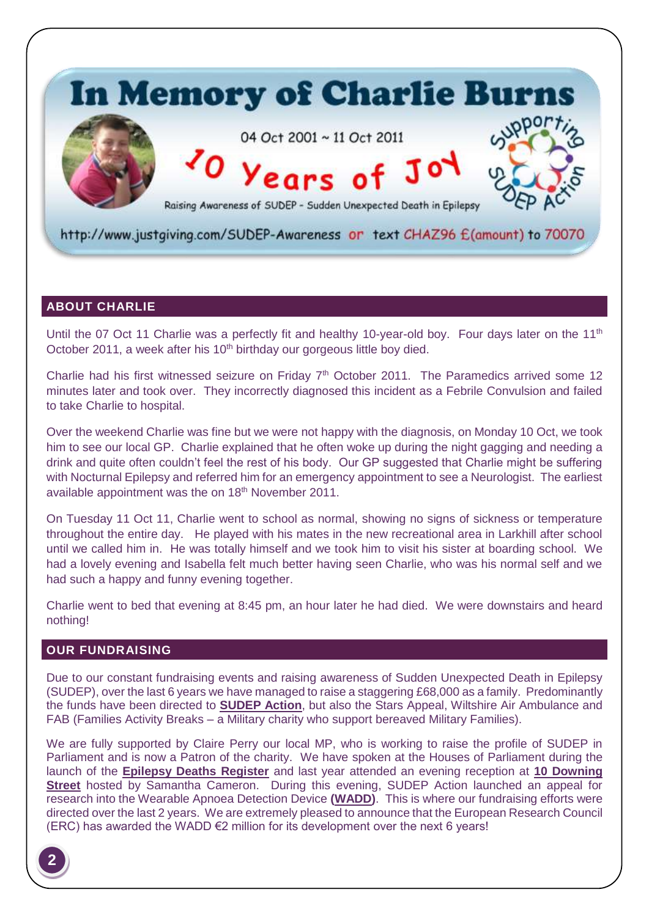# In Memory of Charlie Burns

04 Oct 2001 ~ 11 Oct 2011

10 Years of Joy

Raising Awareness of SUDEP - Sudden Unexpected Death in Epilepsy

Supporting SUDEP Action

http://www.justgiving.com/SUDEP-Awareness or text CHAZ96 £(amount) to 70070

## ABOUT CHARLIE

Until the 07 Oct 11 Charlie was a perfectly fit and healthy 10-year-old boy. Four days later on the 11th October 2011, a week after his 10th birthday our gorgeous little boy died.

Charlie had his first witnessed seizure on Friday 7th October 2011. The Paramedics arrived some 12 minutes later and took over. They incorrectly diagnosed this incident as a Febrile Convulsion and failed to take Charlie to hospital.

Over the weekend Charlie was fine but we were not happy with the diagnosis, on Monday 10 Oct, we took him to see our local GP. Charlie explained that he often woke up during the night gagging and needing a drink and quite often couldn't feel the rest of his body. Our GP suggested that Charlie might be suffering with Nocturnal Epilepsy and referred him for an emergency appointment to see a Neurologist. The earliest available appointment was the on 18th November 2011.

On Tuesday 11 Oct 11, Charlie went to school as normal, showing no signs of sickness or temperature throughout the entire day. He played with his mates in the new recreational area in Larkhill after school until we called him in. He was totally himself and we took him to visit his sister at boarding school. We had a lovely evening and Isabella felt much better having seen Charlie, who was his normal self and we had such a happy and funny evening together.

Charlie went to bed that evening at 8:45 pm, an hour later he had died. We were downstairs and heard nothing!

## OUR FUNDRAISING

Due to our constant fundraising events and raising awareness of Sudden Unexpected Death in Epilepsy (SUDEP), over the last 6 years we have managed to raise a staggering £68,000 as a family. Predominantly the funds have been directed to **SUDEP Action**, but also the Stars Appeal, Wiltshire Air Ambulance and FAB (Families Activity Breaks – a Military charity who support bereaved Military Families).

We are fully supported by Claire Perry our local MP, who is working to raise the profile of SUDEP in Parliament and is now a Patron of the charity. We have spoken at the Houses of Parliament during the launch of the **Epilepsy Deaths Register** and last year attended an evening reception at **10 Downing Street** hosted by Samantha Cameron. During this evening, SUDEP Action launched an appeal for research into the Wearable Apnoea Detection Device **(WADD)**. This is where our fundraising efforts were directed over the last 2 years. We are extremely pleased to announce that the European Research Council (ERC) has awarded the WADD €2 million for its development over the next 6 years!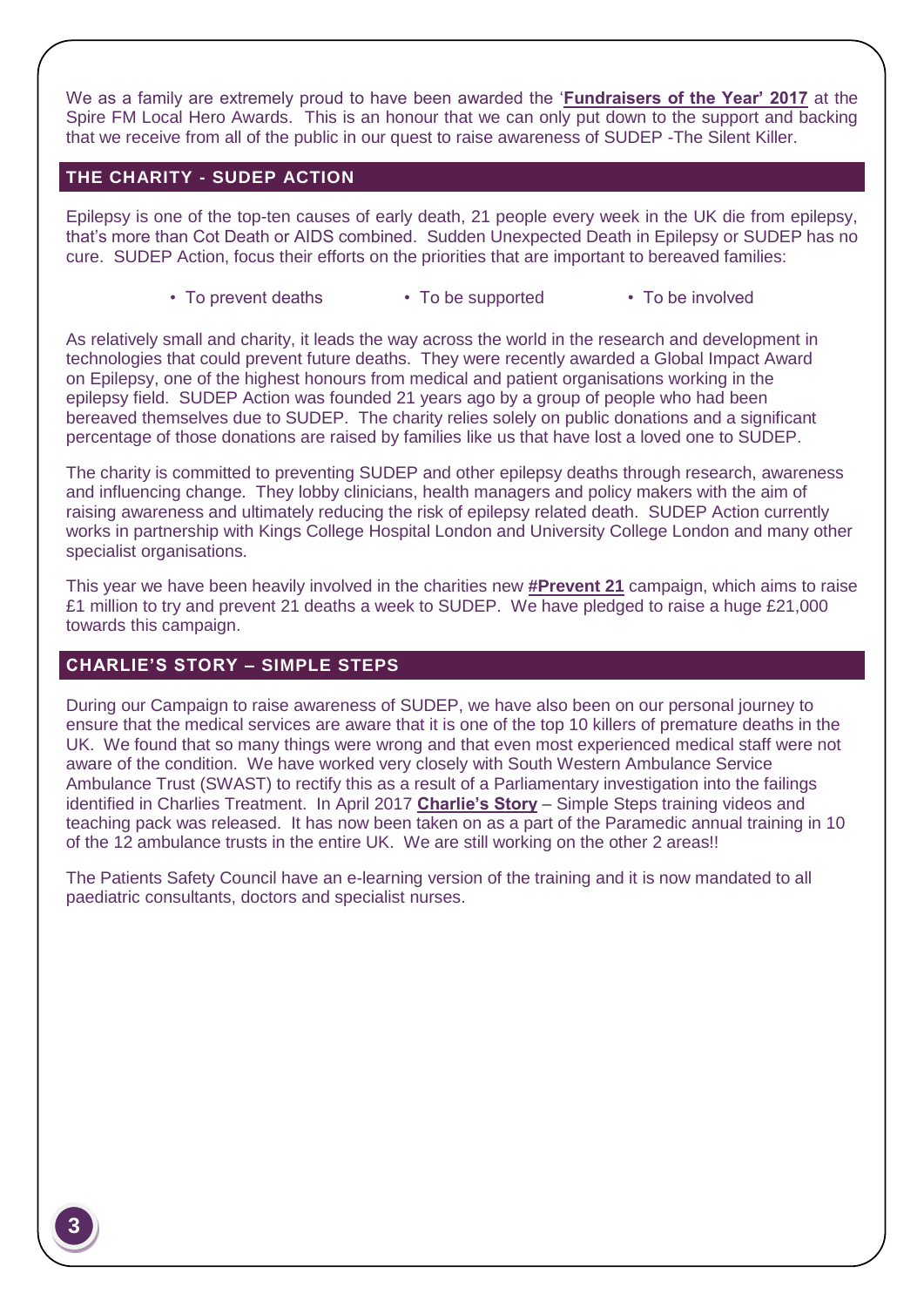We as a family are extremely proud to have been awarded the '**Fundraisers of the Year' 2017** at the Spire FM Local Hero Awards. This is an honour that we can only put down to the support and backing that we receive from all of the public in our quest to raise awareness of SUDEP -The Silent Killer.

## THE CHARITY - SUDEP ACTION

Epilepsy is one of the top-ten causes of early death, 21 people every week in the UK die from epilepsy, that's more than Cot Death or AIDS combined. Sudden Unexpected Death in Epilepsy or SUDEP has no cure. SUDEP Action, focus their efforts on the priorities that are important to bereaved families:

- To prevent deaths
- To be supported
- To be involved

As relatively small and charity, it leads the way across the world in the research and development in technologies that could prevent future deaths. They were recently awarded a Global Impact Award on Epilepsy, one of the highest honours from medical and patient organisations working in the epilepsy field. SUDEP Action was founded 21 years ago by a group of people who had been bereaved themselves due to SUDEP. The charity relies solely on public donations and a significant percentage of those donations are raised by families like us that have lost a loved one to SUDEP.

The charity is committed to preventing SUDEP and other epilepsy deaths through research, awareness and influencing change. They lobby clinicians, health managers and policy makers with the aim of raising awareness and ultimately reducing the risk of epilepsy related death. SUDEP Action currently works in partnership with Kings College Hospital London and University College London and many other specialist organisations.

This year we have been heavily involved in the charities new **#Prevent 21** campaign, which aims to raise £1 million to try and prevent 21 deaths a week to SUDEP. We have pledged to raise a huge £21,000 towards this campaign.

## CHARLIE'S STORY – SIMPLE STEPS

During our Campaign to raise awareness of SUDEP, we have also been on our personal journey to ensure that the medical services are aware that it is one of the top 10 killers of premature deaths in the UK. We found that so many things were wrong and that even most experienced medical staff were not aware of the condition. We have worked very closely with South Western Ambulance Service Ambulance Trust (SWAST) to rectify this as a result of a Parliamentary investigation into the failings identified in Charlies Treatment. In April 2017 **Charlie's Story** – Simple Steps training videos and teaching pack was released. It has now been taken on as a part of the Paramedic annual training in 10 of the 12 ambulance trusts in the entire UK. We are still working on the other 2 areas!!

The Patients Safety Council have an e-learning version of the training and it is now mandated to all paediatric consultants, doctors and specialist nurses.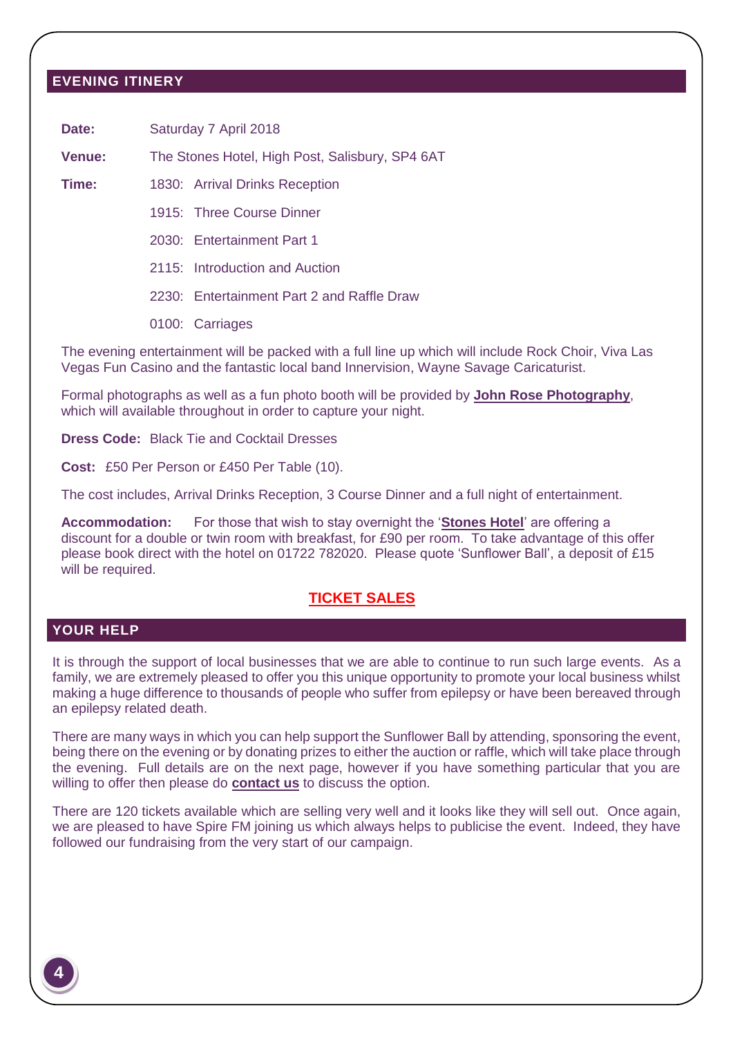## EVENING ITINERY

**Date:** Saturday 7 April 2018

**Venue:** The Stones Hotel, High Post, Salisbury, SP4 6AT

**Time:**

1830: Arrival Drinks Reception

1915: Three Course Dinner

2030: Entertainment Part 1

2115: Introduction and Auction

2230: Entertainment Part 2 and Raffle Draw

0100: Carriages

The evening entertainment will be packed with a full line up which will include Rock Choir, Viva Las Vegas Fun Casino and the fantastic local band Innervision, Wayne Savage Caricaturist.

Formal photographs as well as a fun photo booth will be provided by **John Rose Photography**, which will available throughout in order to capture your night.

**Dress Code:** Black Tie and Cocktail Dresses

**Cost:** £50 Per Person or £450 Per Table (10).

The cost includes, Arrival Drinks Reception, 3 Course Dinner and a full night of entertainment.

**Accommodation:** For those that wish to stay overnight the '**Stones Hotel**' are offering a discount for a double or twin room with breakfast, for £90 per room. To take advantage of this offer please book direct with the hotel on 01722 782020. Please quote 'Sunflower Ball', a deposit of £15 will be required.

**TICKET SALES**

## YOUR HELP

It is through the support of local businesses that we are able to continue to run such large events. As a family, we are extremely pleased to offer you this unique opportunity to promote your local business whilst making a huge difference to thousands of people who suffer from epilepsy or have been bereaved through an epilepsy related death.

There are many ways in which you can help support the Sunflower Ball by attending, sponsoring the event, being there on the evening or by donating prizes to either the auction or raffle, which will take place through the evening. Full details are on the next page, however if you have something particular that you are willing to offer then please do **contact us** to discuss the option.

There are 120 tickets available which are selling very well and it looks like they will sell out. Once again, we are pleased to have Spire FM joining us which always helps to publicise the event. Indeed, they have followed our fundraising from the very start of our campaign.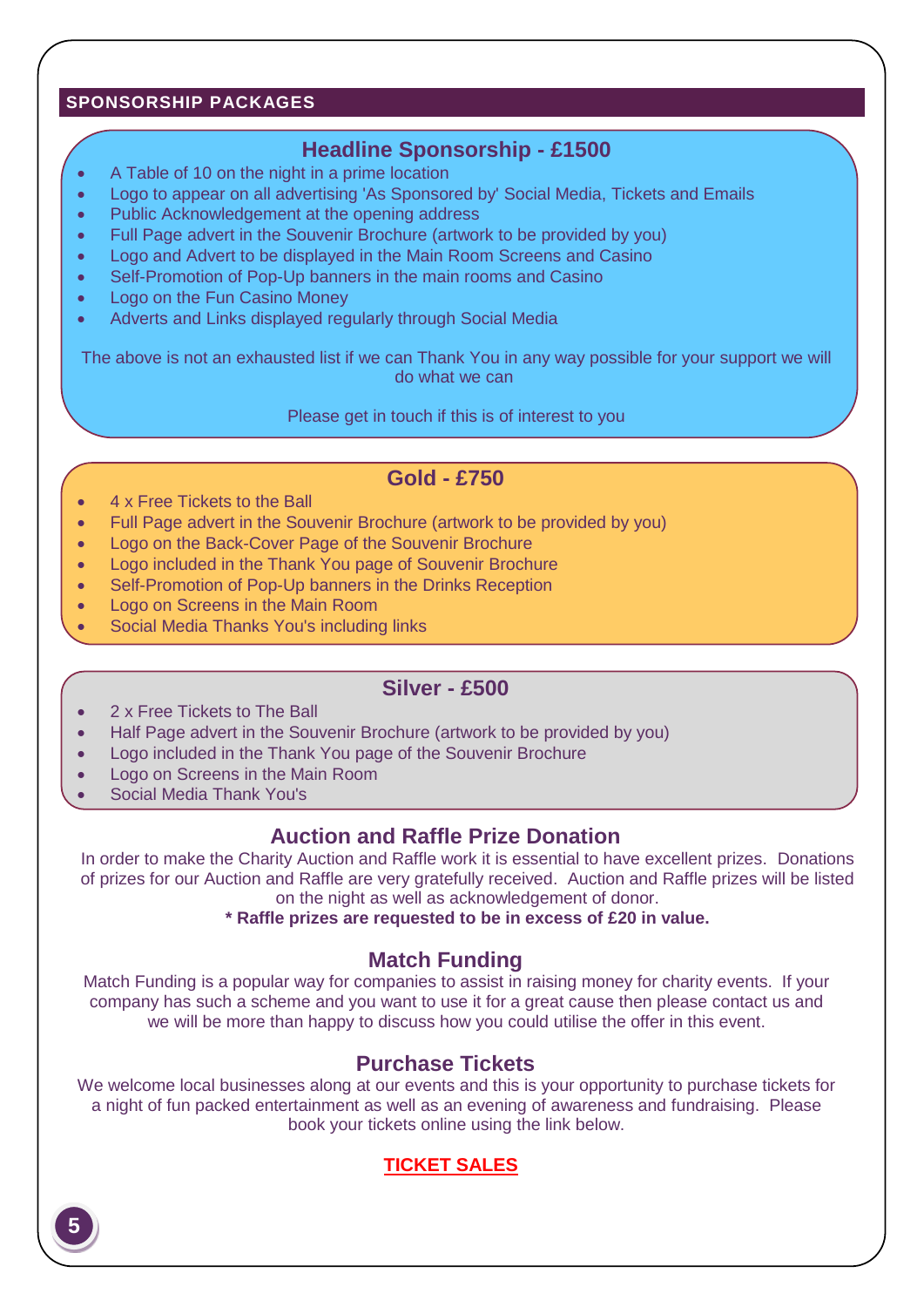## SPONSORSHIP PACKAGES

### Headline Sponsorship - £1500

- A Table of 10 on the night in a prime location
- Logo to appear on all advertising 'As Sponsored by' Social Media, Tickets and Emails
- Public Acknowledgement at the opening address
- Full Page advert in the Souvenir Brochure (artwork to be provided by you)
- Logo and Advert to be displayed in the Main Room Screens and Casino
- Self-Promotion of Pop-Up banners in the main rooms and Casino
- Logo on the Fun Casino Money
- Adverts and Links displayed regularly through Social Media

The above is not an exhausted list if we can Thank You in any way possible for your support we will do what we can

Please get in touch if this is of interest to you

### Gold - £750

- 4 x Free Tickets to the Ball
- Full Page advert in the Souvenir Brochure (artwork to be provided by you)
- Logo on the Back-Cover Page of the Souvenir Brochure
- Logo included in the Thank You page of Souvenir Brochure
- Self-Promotion of Pop-Up banners in the Drinks Reception
- Logo on Screens in the Main Room
- Social Media Thanks You's including links

### Silver - £500

- 2 x Free Tickets to The Ball
- Half Page advert in the Souvenir Brochure (artwork to be provided by you)
- Logo included in the Thank You page of the Souvenir Brochure
- Logo on Screens in the Main Room
- Social Media Thank You's

### Auction and Raffle Prize Donation

In order to make the Charity Auction and Raffle work it is essential to have excellent prizes. Donations of prizes for our Auction and Raffle are very gratefully received. Auction and Raffle prizes will be listed on the night as well as acknowledgement of donor.

**\* Raffle prizes are requested to be in excess of £20 in value.**

### Match Funding

Match Funding is a popular way for companies to assist in raising money for charity events. If your company has such a scheme and you want to use it for a great cause then please contact us and we will be more than happy to discuss how you could utilise the offer in this event.

### Purchase Tickets

We welcome local businesses along at our events and this is your opportunity to purchase tickets for a night of fun packed entertainment as well as an evening of awareness and fundraising. Please book your tickets online using the link below.

**TICKET SALES**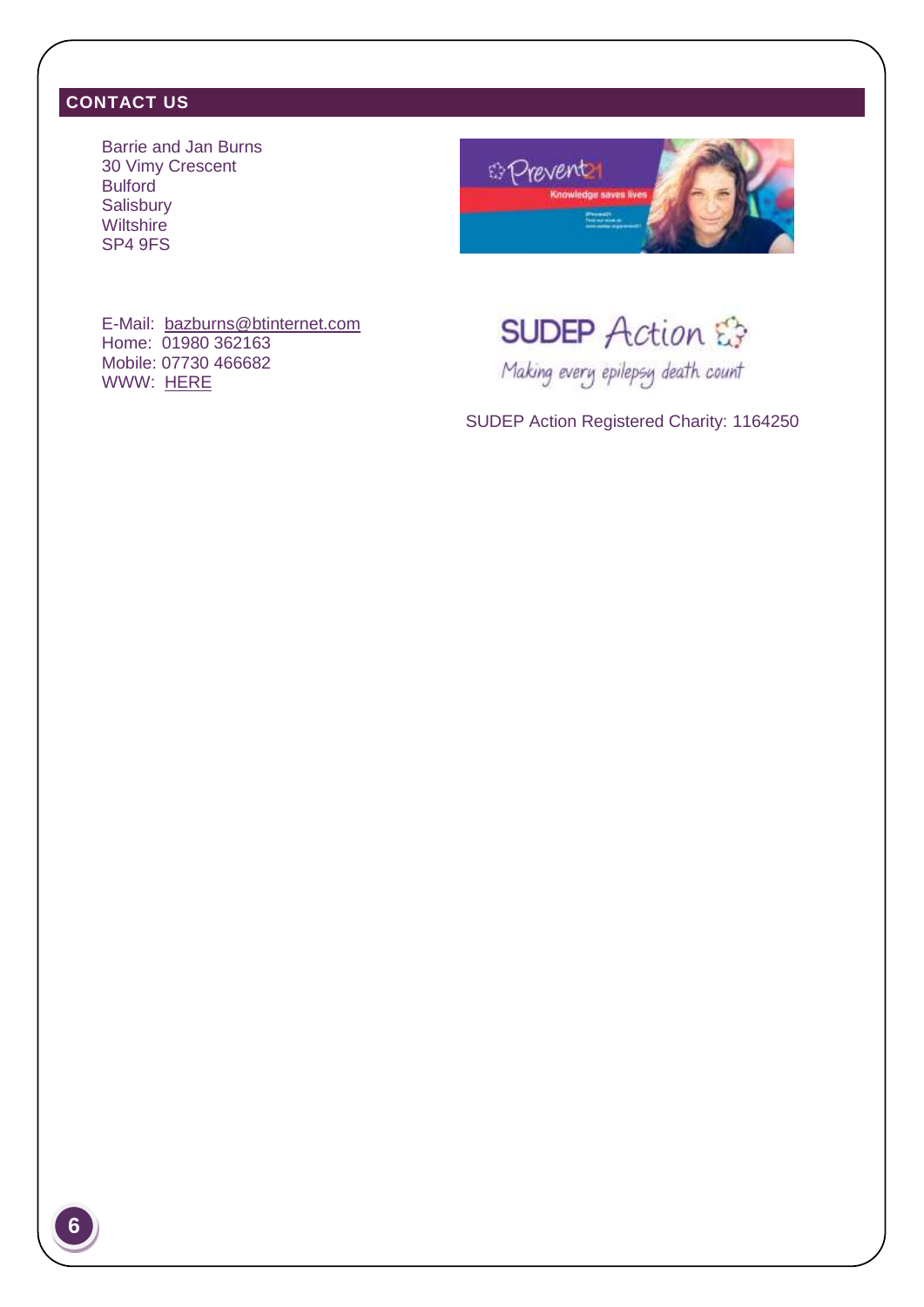## CONTACT US

Barrie and Jan Burns
30 Vimy Crescent
Bulford
Salisbury
Wiltshire
SP4 9FS

E-Mail: bazburns@btinternet.com
Home: 01980 362163
Mobile: 07730 466682
WWW: HERE

SUDEP Action Registered Charity: 1164250